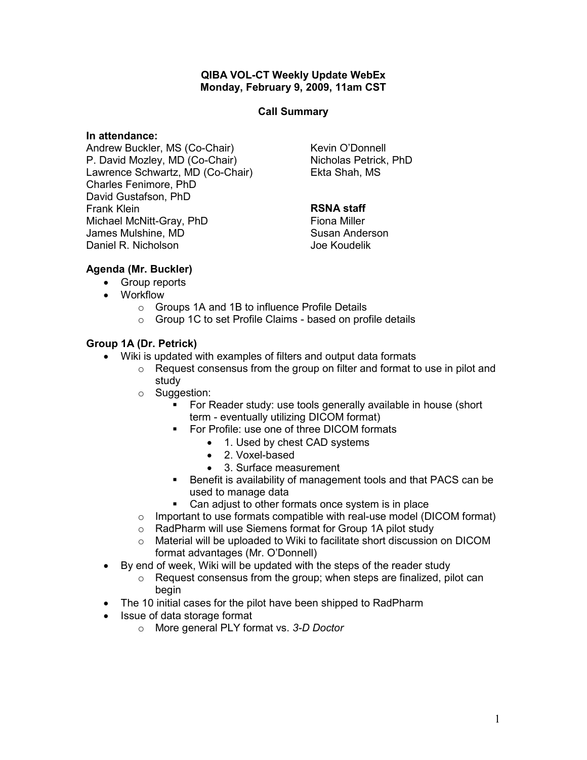**QIBA VOL-CT Weekly Update WebEx**
**Monday, February 9, 2009, 11am CST**

**Call Summary**

**In attendance:**

Andrew Buckler, MS (Co-Chair)
P. David Mozley, MD (Co-Chair)
Lawrence Schwartz, MD (Co-Chair)
Charles Fenimore, PhD
David Gustafson, PhD
Frank Klein
Michael McNitt-Gray, PhD
James Mulshine, MD
Daniel R. Nicholson
Kevin O'Donnell
Nicholas Petrick, PhD
Ekta Shah, MS

**RSNA staff**
Fiona Miller
Susan Anderson
Joe Koudelik

**Agenda (Mr. Buckler)**

- Group reports
- Workflow
  - Groups 1A and 1B to influence Profile Details
  - Group 1C to set Profile Claims - based on profile details

**Group 1A (Dr. Petrick)**

- Wiki is updated with examples of filters and output data formats
  - Request consensus from the group on filter and format to use in pilot and study
  - Suggestion:
    - For Reader study: use tools generally available in house (short term - eventually utilizing DICOM format)
    - For Profile: use one of three DICOM formats
      - 1. Used by chest CAD systems
      - 2. Voxel-based
      - 3. Surface measurement
    - Benefit is availability of management tools and that PACS can be used to manage data
    - Can adjust to other formats once system is in place
  - Important to use formats compatible with real-use model (DICOM format)
  - RadPharm will use Siemens format for Group 1A pilot study
  - Material will be uploaded to Wiki to facilitate short discussion on DICOM format advantages (Mr. O'Donnell)
- By end of week, Wiki will be updated with the steps of the reader study
  - Request consensus from the group; when steps are finalized, pilot can begin
- The 10 initial cases for the pilot have been shipped to RadPharm
- Issue of data storage format
  - More general PLY format vs. *3-D Doctor*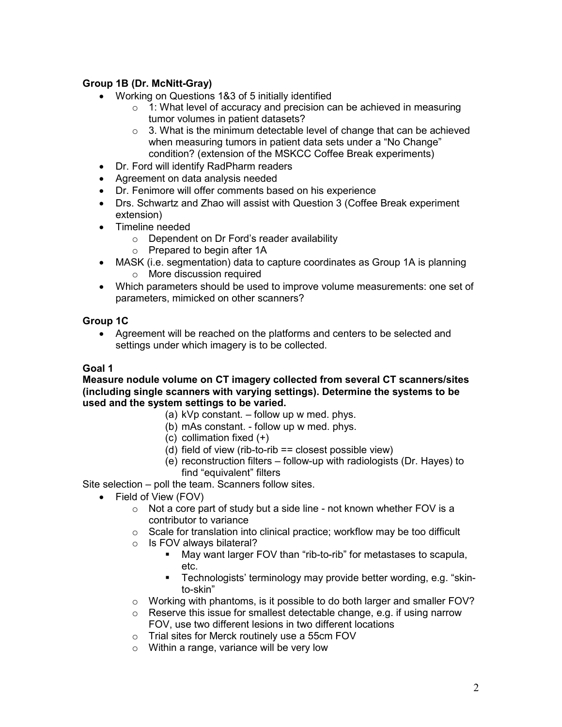**Group 1B (Dr. McNitt-Gray)**

- Working on Questions 1&3 of 5 initially identified
  - 1: What level of accuracy and precision can be achieved in measuring tumor volumes in patient datasets?
  - 3. What is the minimum detectable level of change that can be achieved when measuring tumors in patient data sets under a “No Change” condition? (extension of the MSKCC Coffee Break experiments)
- Dr. Ford will identify RadPharm readers
- Agreement on data analysis needed
- Dr. Fenimore will offer comments based on his experience
- Drs. Schwartz and Zhao will assist with Question 3 (Coffee Break experiment extension)
- Timeline needed
  - Dependent on Dr Ford’s reader availability
  - Prepared to begin after 1A
- MASK (i.e. segmentation) data to capture coordinates as Group 1A is planning
  - More discussion required
- Which parameters should be used to improve volume measurements: one set of parameters, mimicked on other scanners?

**Group 1C**

- Agreement will be reached on the platforms and centers to be selected and settings under which imagery is to be collected.

**Goal 1**

**Measure nodule volume on CT imagery collected from several CT scanners/sites (including single scanners with varying settings). Determine the systems to be used and the system settings to be varied.**

(a) kVp constant. – follow up w med. phys.
(b) mAs constant. - follow up w med. phys.
(c) collimation fixed (+)
(d) field of view (rib-to-rib == closest possible view)
(e) reconstruction filters – follow-up with radiologists (Dr. Hayes) to find “equivalent” filters

Site selection – poll the team. Scanners follow sites.

- Field of View (FOV)
  - Not a core part of study but a side line - not known whether FOV is a contributor to variance
  - Scale for translation into clinical practice; workflow may be too difficult
  - Is FOV always bilateral?
    - May want larger FOV than “rib-to-rib” for metastases to scapula, etc.
    - Technologists’ terminology may provide better wording, e.g. “skin-to-skin”
  - Working with phantoms, is it possible to do both larger and smaller FOV?
  - Reserve this issue for smallest detectable change, e.g. if using narrow FOV, use two different lesions in two different locations
  - Trial sites for Merck routinely use a 55cm FOV
  - Within a range, variance will be very low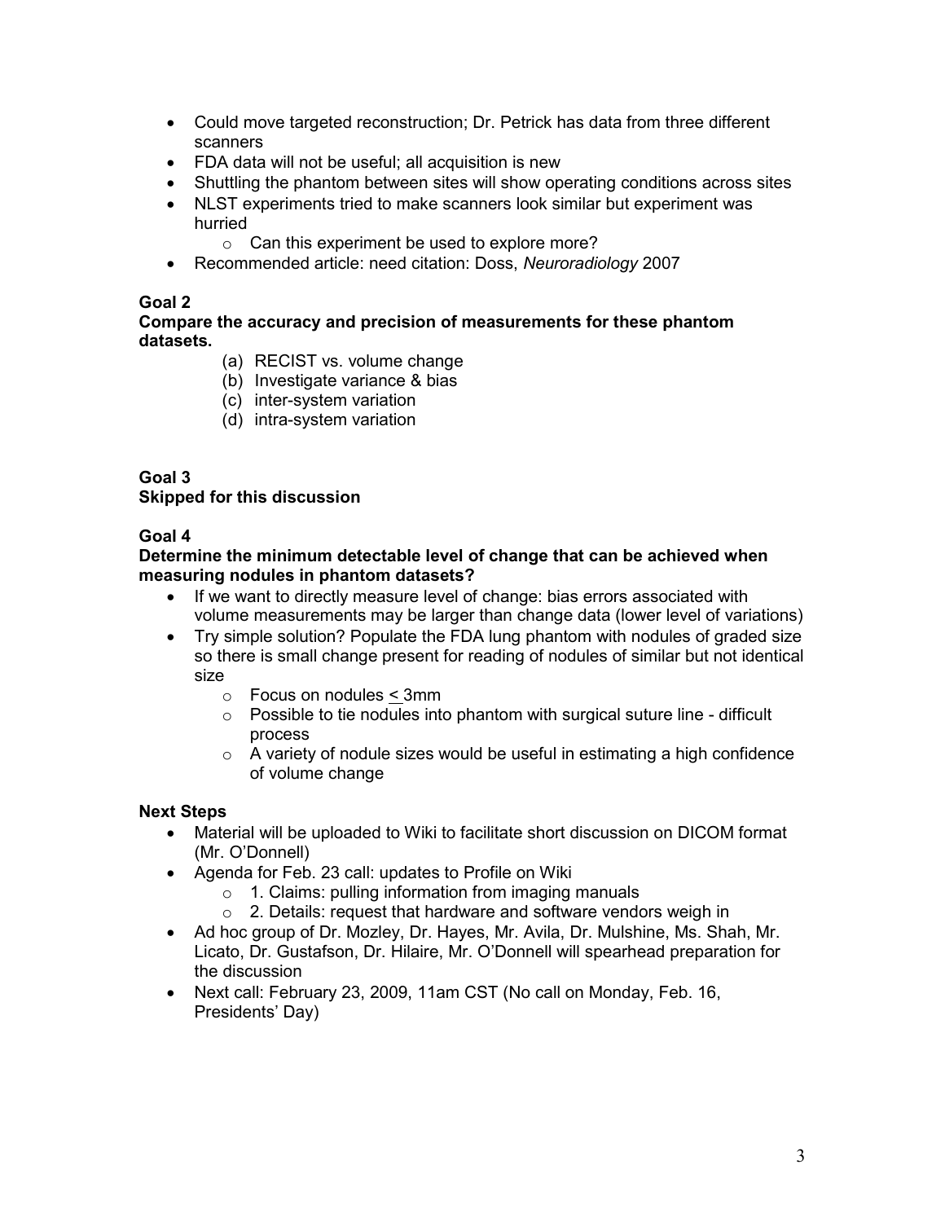- Could move targeted reconstruction; Dr. Petrick has data from three different scanners
- FDA data will not be useful; all acquisition is new
- Shuttling the phantom between sites will show operating conditions across sites
- NLST experiments tried to make scanners look similar but experiment was hurried
    - Can this experiment be used to explore more?
- Recommended article: need citation: Doss, *Neuroradiology* 2007

**Goal 2**
**Compare the accuracy and precision of measurements for these phantom datasets.**

(a) RECIST vs. volume change
(b) Investigate variance & bias
(c) inter-system variation
(d) intra-system variation

**Goal 3**
**Skipped for this discussion**

**Goal 4**
**Determine the minimum detectable level of change that can be achieved when measuring nodules in phantom datasets?**

- If we want to directly measure level of change: bias errors associated with volume measurements may be larger than change data (lower level of variations)
- Try simple solution? Populate the FDA lung phantom with nodules of graded size so there is small change present for reading of nodules of similar but not identical size
    - Focus on nodules ≤ 3mm
    - Possible to tie nodules into phantom with surgical suture line - difficult process
    - A variety of nodule sizes would be useful in estimating a high confidence of volume change

**Next Steps**

- Material will be uploaded to Wiki to facilitate short discussion on DICOM format (Mr. O'Donnell)
- Agenda for Feb. 23 call: updates to Profile on Wiki
    - 1. Claims: pulling information from imaging manuals
    - 2. Details: request that hardware and software vendors weigh in
- Ad hoc group of Dr. Mozley, Dr. Hayes, Mr. Avila, Dr. Mulshine, Ms. Shah, Mr. Licato, Dr. Gustafson, Dr. Hilaire, Mr. O'Donnell will spearhead preparation for the discussion
- Next call: February 23, 2009, 11am CST (No call on Monday, Feb. 16, Presidents' Day)